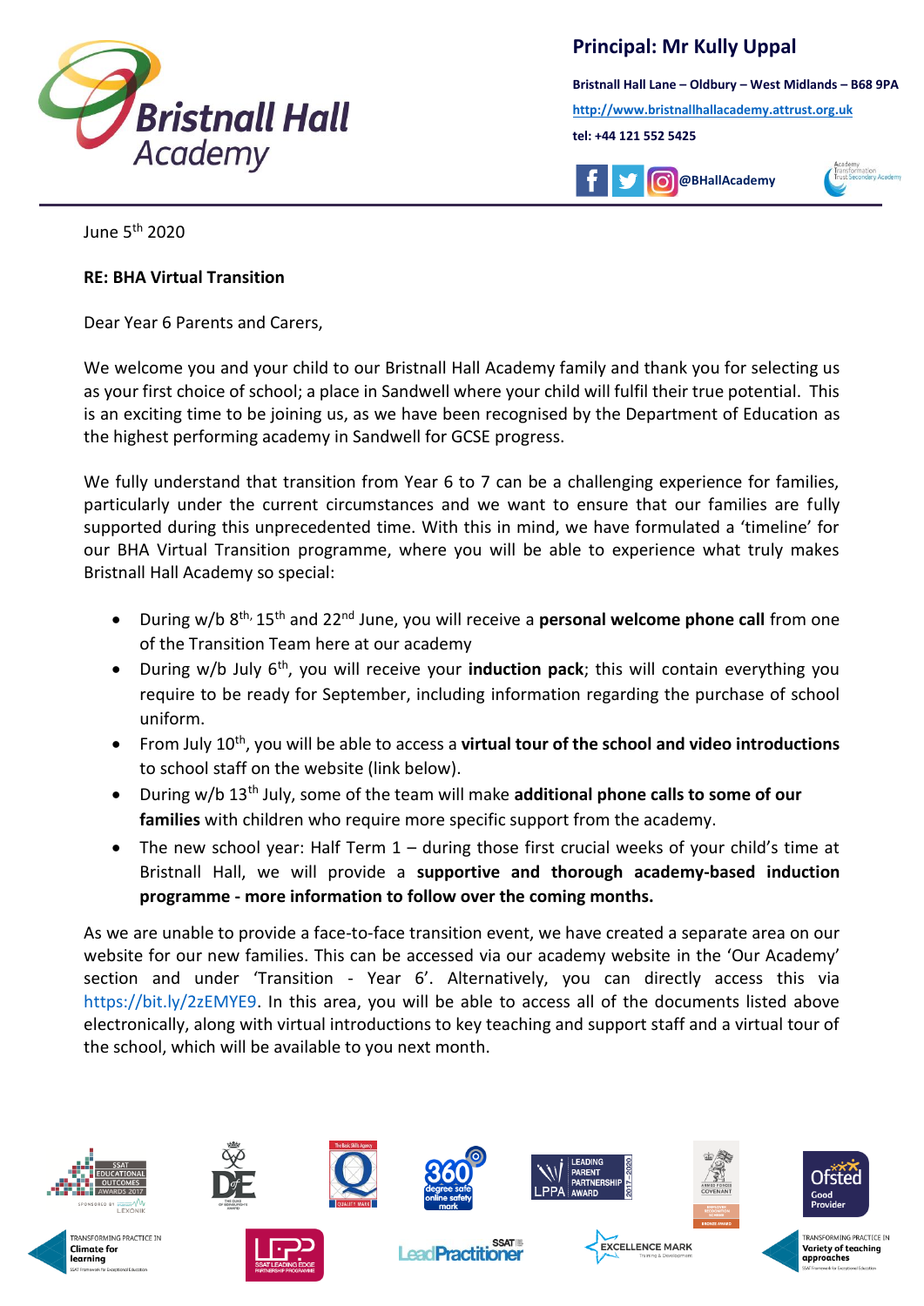**Principal: Mr Kully Uppal**

**Bristnall Hall Lane – Oldbury – West Midlands – B68 9PA**

**http://www.bristnallhallacademy.attrust.org.uk**

**tel: +44 121 552 5425**

**@BHallAcademy**

June 5th 2020

**RE: BHA Virtual Transition**

Dear Year 6 Parents and Carers,

We welcome you and your child to our Bristnall Hall Academy family and thank you for selecting us as your first choice of school; a place in Sandwell where your child will fulfil their true potential. This is an exciting time to be joining us, as we have been recognised by the Department of Education as the highest performing academy in Sandwell for GCSE progress.

We fully understand that transition from Year 6 to 7 can be a challenging experience for families, particularly under the current circumstances and we want to ensure that our families are fully supported during this unprecedented time. With this in mind, we have formulated a 'timeline' for our BHA Virtual Transition programme, where you will be able to experience what truly makes Bristnall Hall Academy so special:

- During w/b 8th, 15th and 22nd June, you will receive a **personal welcome phone call** from one of the Transition Team here at our academy
- During w/b July 6th, you will receive your **induction pack**; this will contain everything you require to be ready for September, including information regarding the purchase of school uniform.
- From July 10th, you will be able to access a **virtual tour of the school and video introductions** to school staff on the website (link below).
- During w/b 13th July, some of the team will make **additional phone calls to some of our families** with children who require more specific support from the academy.
- The new school year: Half Term 1 – during those first crucial weeks of your child's time at Bristnall Hall, we will provide a **supportive and thorough academy-based induction programme - more information to follow over the coming months.**

As we are unable to provide a face-to-face transition event, we have created a separate area on our website for our new families. This can be accessed via our academy website in the 'Our Academy' section and under 'Transition - Year 6'. Alternatively, you can directly access this via https://bit.ly/2zEMYE9. In this area, you will be able to access all of the documents listed above electronically, along with virtual introductions to key teaching and support staff and a virtual tour of the school, which will be available to you next month.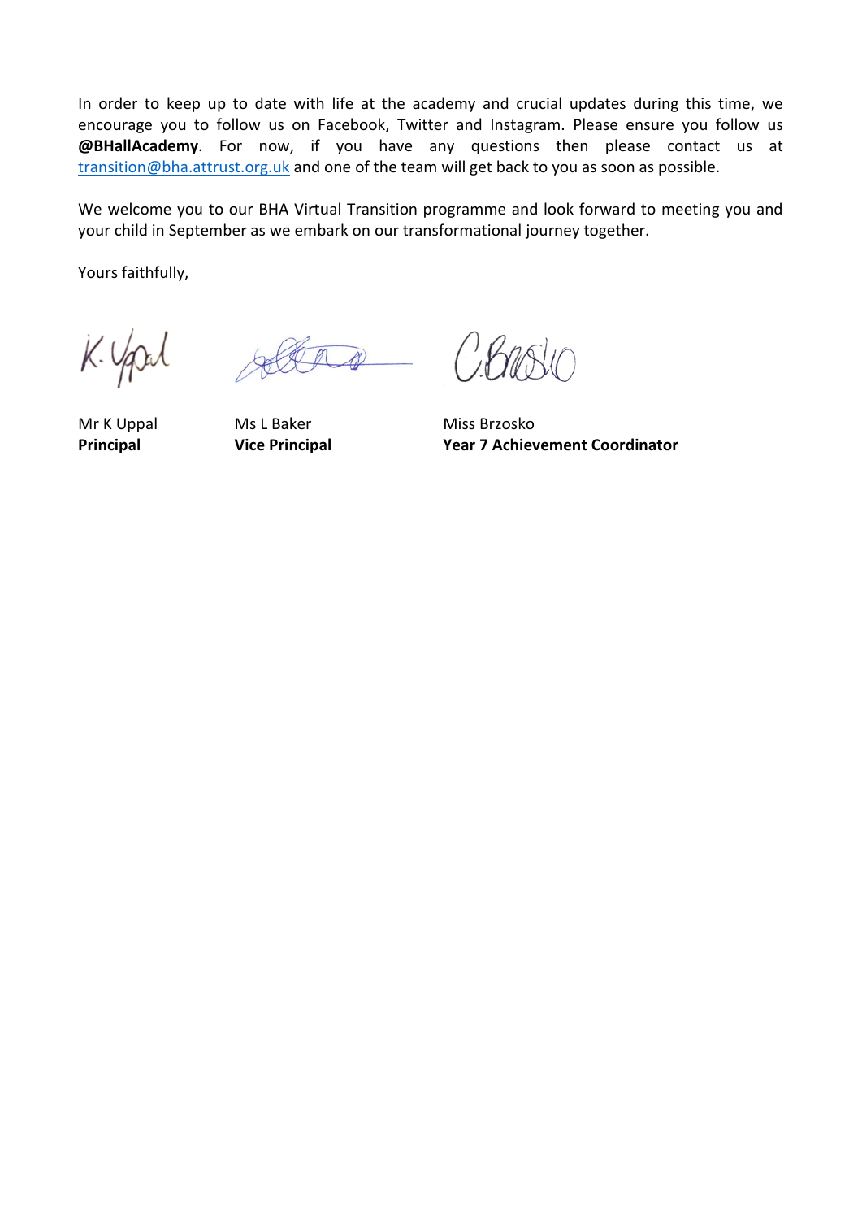In order to keep up to date with life at the academy and crucial updates during this time, we encourage you to follow us on Facebook, Twitter and Instagram. Please ensure you follow us **@BHallAcademy**. For now, if you have any questions then please contact us at [transition@bha.attrust.org.uk](mailto:transition@bha.attrust.org.uk) and one of the team will get back to you as soon as possible.

We welcome you to our BHA Virtual Transition programme and look forward to meeting you and your child in September as we embark on our transformational journey together.

Yours faithfully,

Mr K Uppal
**Principal**

Ms L Baker
**Vice Principal**

Miss Brzosko
**Year 7 Achievement Coordinator**